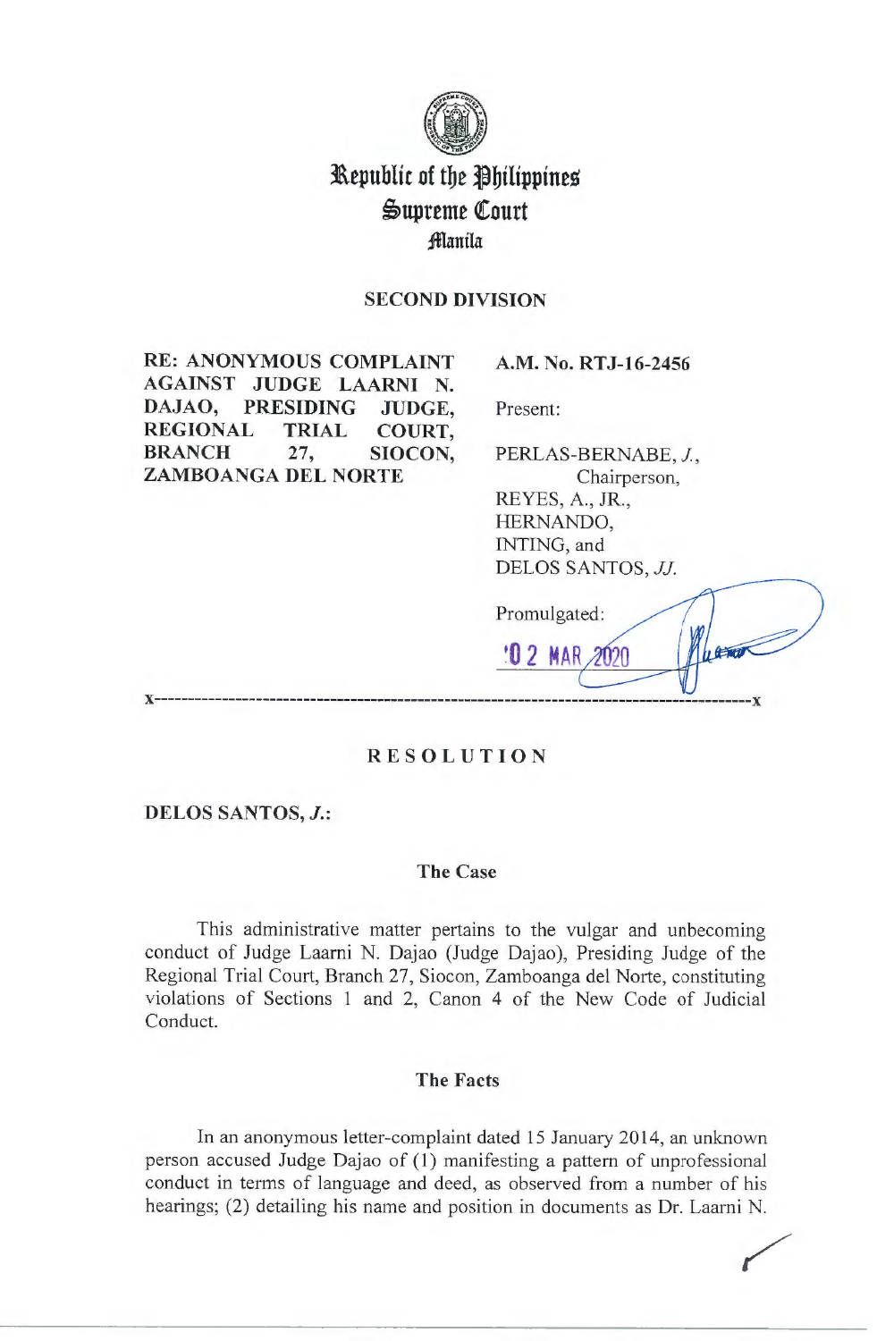# Republic of the Philippines
# Supreme Court
## Manila

**SECOND DIVISION**

**RE: ANONYMOUS COMPLAINT AGAINST JUDGE LAARNI N. DAJAO, PRESIDING JUDGE, REGIONAL TRIAL COURT, BRANCH 27, SIOCON, ZAMBOANGA DEL NORTE**

**A.M. No. RTJ-16-2456**

Present:

PERLAS-BERNABE, *J.*,
Chairperson,
REYES, A., JR.,
HERNANDO,
INTING, and
DELOS SANTOS, *JJ.*

Promulgated:

'02 MAR 2020

x-------------------------------------------------------------------------------------------x

**R E S O L U T I O N**

**DELOS SANTOS, *J.*:**

**The Case**

This administrative matter pertains to the vulgar and unbecoming conduct of Judge Laarni N. Dajao (Judge Dajao), Presiding Judge of the Regional Trial Court, Branch 27, Siocon, Zamboanga del Norte, constituting violations of Sections 1 and 2, Canon 4 of the New Code of Judicial Conduct.

**The Facts**

In an anonymous letter-complaint dated 15 January 2014, an unknown person accused Judge Dajao of (1) manifesting a pattern of unprofessional conduct in terms of language and deed, as observed from a number of his hearings; (2) detailing his name and position in documents as Dr. Laarni N.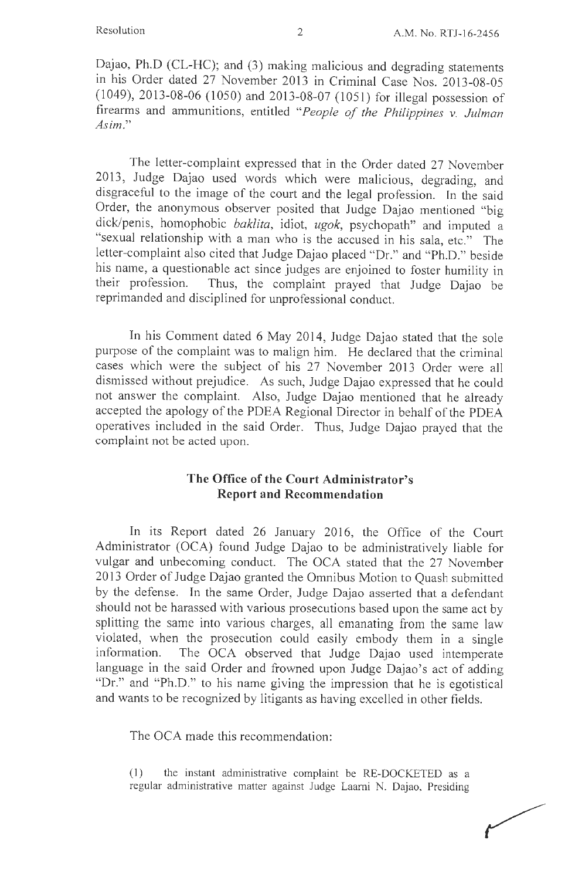Dajao, Ph.D (CL-HC); and (3) making malicious and degrading statements in his Order dated 27 November 2013 in Criminal Case Nos. 2013-08-05 (1049), 2013-08-06 (1050) and 2013-08-07 (1051) for illegal possession of firearms and ammunitions, entitled "*People of the Philippines v. Julman Asim*."

The letter-complaint expressed that in the Order dated 27 November 2013, Judge Dajao used words which were malicious, degrading, and disgraceful to the image of the court and the legal profession. In the said Order, the anonymous observer posited that Judge Dajao mentioned "big dick/penis, homophobic *baklita*, idiot, *ugok*, psychopath" and imputed a "sexual relationship with a man who is the accused in his sala, etc." The letter-complaint also cited that Judge Dajao placed "Dr." and "Ph.D." beside his name, a questionable act since judges are enjoined to foster humility in their profession. Thus, the complaint prayed that Judge Dajao be reprimanded and disciplined for unprofessional conduct.

In his Comment dated 6 May 2014, Judge Dajao stated that the sole purpose of the complaint was to malign him. He declared that the criminal cases which were the subject of his 27 November 2013 Order were all dismissed without prejudice. As such, Judge Dajao expressed that he could not answer the complaint. Also, Judge Dajao mentioned that he already accepted the apology of the PDEA Regional Director in behalf of the PDEA operatives included in the said Order. Thus, Judge Dajao prayed that the complaint not be acted upon.

## The Office of the Court Administrator's Report and Recommendation

In its Report dated 26 January 2016, the Office of the Court Administrator (OCA) found Judge Dajao to be administratively liable for vulgar and unbecoming conduct. The OCA stated that the 27 November 2013 Order of Judge Dajao granted the Omnibus Motion to Quash submitted by the defense. In the same Order, Judge Dajao asserted that a defendant should not be harassed with various prosecutions based upon the same act by splitting the same into various charges, all emanating from the same law violated, when the prosecution could easily embody them in a single information. The OCA observed that Judge Dajao used intemperate language in the said Order and frowned upon Judge Dajao's act of adding "Dr." and "Ph.D." to his name giving the impression that he is egotistical and wants to be recognized by litigants as having excelled in other fields.

The OCA made this recommendation:

(1) the instant administrative complaint be RE-DOCKETED as a regular administrative matter against Judge Laarni N. Dajao, Presiding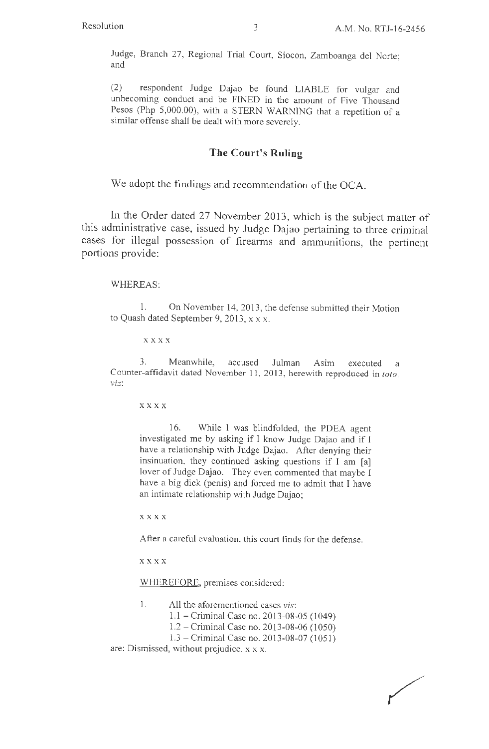Judge, Branch 27, Regional Trial Court, Siocon, Zamboanga del Norte; and

(2) respondent Judge Dajao be found LIABLE for vulgar and unbecoming conduct and be FINED in the amount of Five Thousand Pesos (Php 5,000.00), with a STERN WARNING that a repetition of a similar offense shall be dealt with more severely.

## The Court's Ruling

We adopt the findings and recommendation of the OCA.

In the Order dated 27 November 2013, which is the subject matter of this administrative case, issued by Judge Dajao pertaining to three criminal cases for illegal possession of firearms and ammunitions, the pertinent portions provide:

> WHEREAS:
>
> 1. On November 14, 2013, the defense submitted their Motion to Quash dated September 9, 2013, x x x.
>
> x x x x
>
> 3. Meanwhile, accused Julman Asim executed a Counter-affidavit dated November 11, 2013, herewith reproduced in *toto*, *viz*:
>
> x x x x
>
> > 16. While I was blindfolded, the PDEA agent investigated me by asking if I know Judge Dajao and if I have a relationship with Judge Dajao. After denying their insinuation, they continued asking questions if I am [a] lover of Judge Dajao. They even commented that maybe I have a big dick (penis) and forced me to admit that I have an intimate relationship with Judge Dajao;
>
> x x x x
>
> After a careful evaluation, this court finds for the defense.
>
> x x x x
>
> WHEREFORE, premises considered:
>
> 1. All the aforementioned cases *vis*:
>    1.1 – Criminal Case no. 2013-08-05 (1049)
>    1.2 – Criminal Case no. 2013-08-06 (1050)
>    1.3 – Criminal Case no. 2013-08-07 (1051)
>
> are: Dismissed, without prejudice. x x x.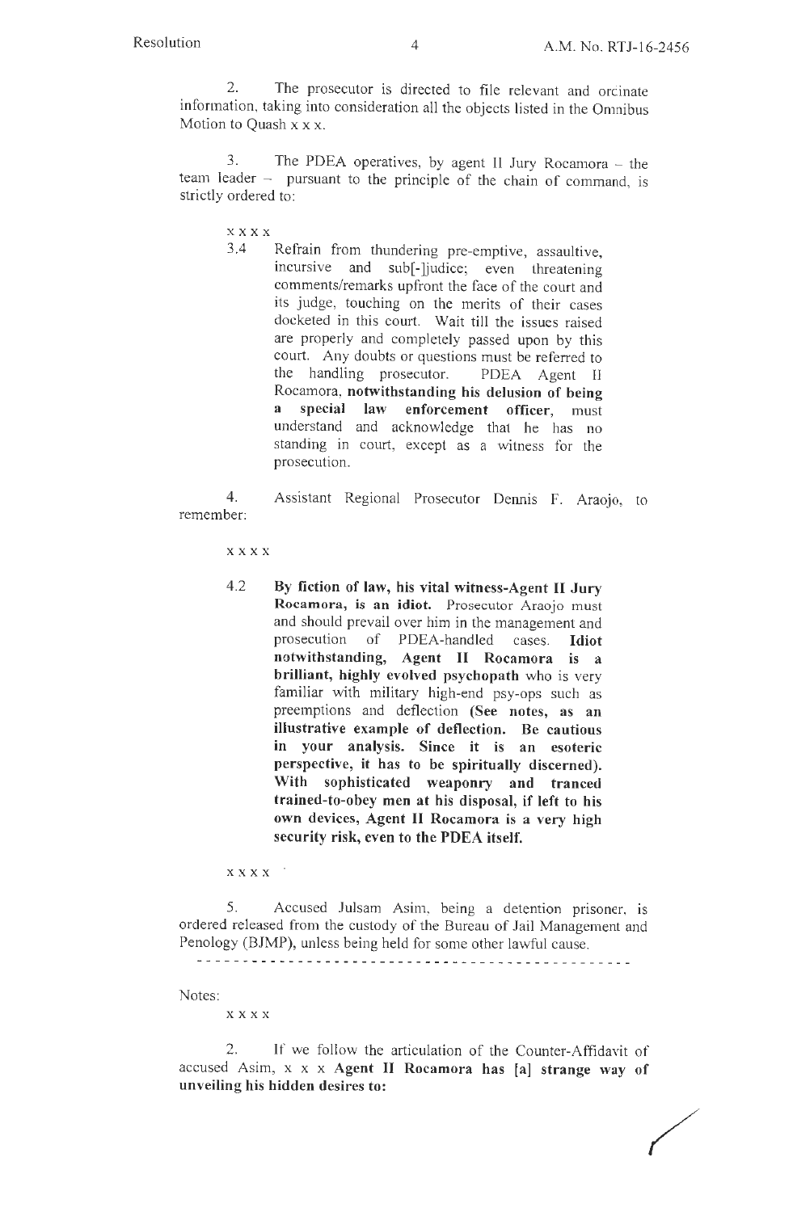2. The prosecutor is directed to file relevant and orcinate information, taking into consideration all the objects listed in the Omnibus Motion to Quash x x x.

3. The PDEA operatives, by agent II Jury Rocamora – the team leader – pursuant to the principle of the chain of command, is strictly ordered to:

> x x x x
>
> 3.4 Refrain from thundering pre-emptive, assaultive, incursive and sub[-]judice; even threatening comments/remarks upfront the face of the court and its judge, touching on the merits of their cases docketed in this court. Wait till the issues raised are properly and completely passed upon by this court. Any doubts or questions must be referred to the handling prosecutor. PDEA Agent II Rocamora, **notwithstanding his delusion of being a special law enforcement officer**, must understand and acknowledge that he has no standing in court, except as a witness for the prosecution.

4. Assistant Regional Prosecutor Dennis F. Araojo, to remember:

> x x x x
>
> 4.2 **By fiction of law, his vital witness-Agent II Jury Rocamora, is an idiot.** Prosecutor Araojo must and should prevail over him in the management and prosecution of PDEA-handled cases. **Idiot notwithstanding, Agent II Rocamora is a brilliant, highly evolved psychopath** who is very familiar with military high-end psy-ops such as preemptions and deflection **(See notes, as an illustrative example of deflection. Be cautious in your analysis. Since it is an esoteric perspective, it has to be spiritually discerned). With sophisticated weaponry and tranced trained-to-obey men at his disposal, if left to his own devices, Agent II Rocamora is a very high security risk, even to the PDEA itself.**
>
> x x x x

5. Accused Julsam Asim, being a detention prisoner, is ordered released from the custody of the Bureau of Jail Management and Penology (BJMP), unless being held for some other lawful cause.

---

Notes:

> x x x x

2. If we follow the articulation of the Counter-Affidavit of accused Asim, x x x **Agent II Rocamora has [a] strange way of unveiling his hidden desires to:**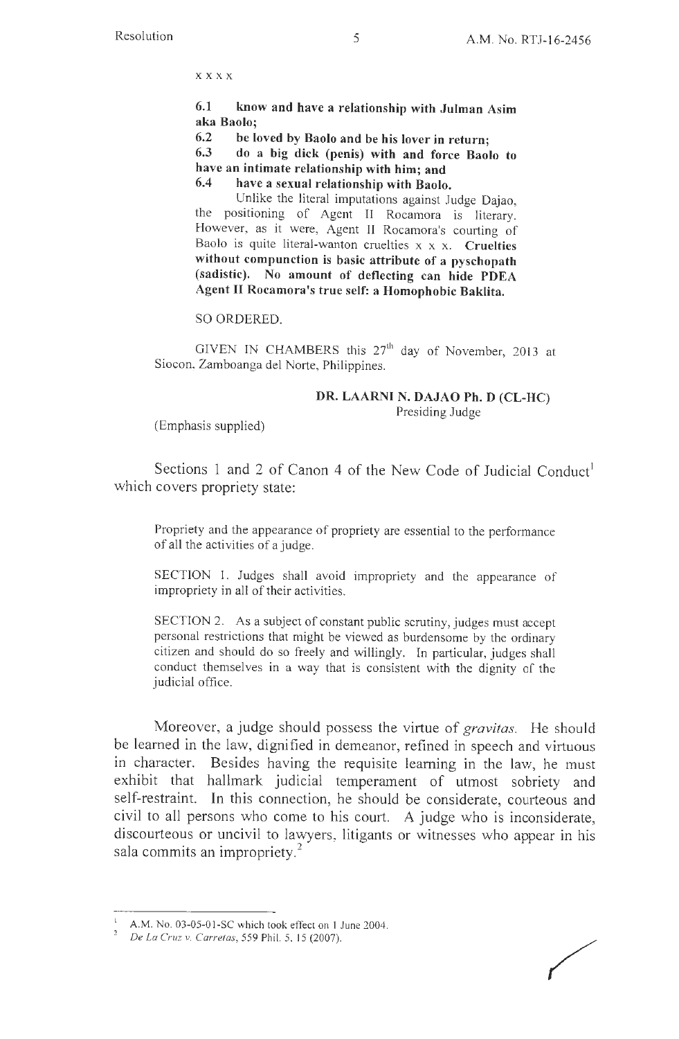x x x x

> **6.1 know and have a relationship with Julman Asim aka Baolo;**
>
> **6.2 be loved by Baolo and be his lover in return;**
>
> **6.3 do a big dick (penis) with and force Baolo to have an intimate relationship with him; and**
>
> **6.4 have a sexual relationship with Baolo.**
>
> Unlike the literal imputations against Judge Dajao, the positioning of Agent II Rocamora is literary. However, as it were, Agent II Rocamora's courting of Baolo is quite literal-wanton cruelties x x x. **Cruelties without compunction is basic attribute of a pyschopath (sadistic). No amount of deflecting can hide PDEA Agent II Rocamora's true self: a Homophobic Baklita.**
>
> SO ORDERED.
>
> GIVEN IN CHAMBERS this 27[th] day of November, 2013 at Siocon, Zamboanga del Norte, Philippines.
>
> **DR. LAARNI N. DAJAO Ph. D (CL-HC)**
> Presiding Judge

(Emphasis supplied)

Sections 1 and 2 of Canon 4 of the New Code of Judicial Conduct[1] which covers propriety state:

> Propriety and the appearance of propriety are essential to the performance of all the activities of a judge.
>
> SECTION 1. Judges shall avoid impropriety and the appearance of impropriety in all of their activities.
>
> SECTION 2. As a subject of constant public scrutiny, judges must accept personal restrictions that might be viewed as burdensome by the ordinary citizen and should do so freely and willingly. In particular, judges shall conduct themselves in a way that is consistent with the dignity of the judicial office.

Moreover, a judge should possess the virtue of *gravitas*. He should be learned in the law, dignified in demeanor, refined in speech and virtuous in character. Besides having the requisite learning in the law, he must exhibit that hallmark judicial temperament of utmost sobriety and self-restraint. In this connection, he should be considerate, courteous and civil to all persons who come to his court. A judge who is inconsiderate, discourteous or uncivil to lawyers, litigants or witnesses who appear in his sala commits an impropriety.[2]

---

[1] A.M. No. 03-05-01-SC which took effect on 1 June 2004.

[2] *De La Cruz v. Carretas*, 559 Phil. 5, 15 (2007).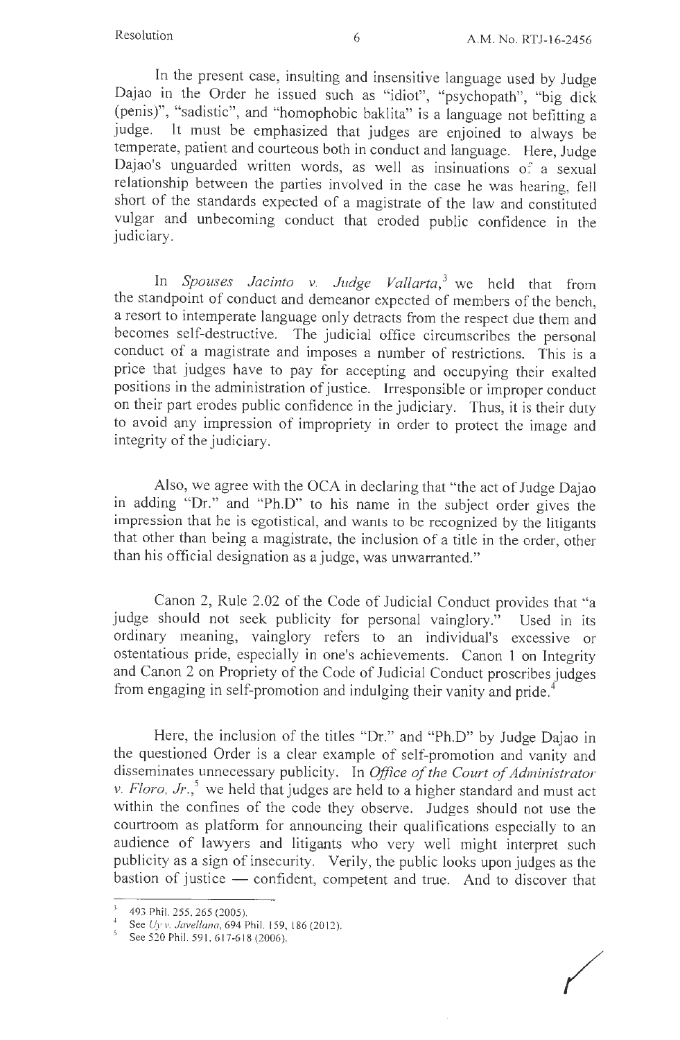In the present case, insulting and insensitive language used by Judge Dajao in the Order he issued such as "idiot", "psychopath", "big dick (penis)", "sadistic", and "homophobic baklita" is a language not befitting a judge. It must be emphasized that judges are enjoined to always be temperate, patient and courteous both in conduct and language. Here, Judge Dajao's unguarded written words, as well as insinuations of a sexual relationship between the parties involved in the case he was hearing, fell short of the standards expected of a magistrate of the law and constituted vulgar and unbecoming conduct that eroded public confidence in the judiciary.

In *Spouses Jacinto v. Judge Vallarta,*[3] we held that from the standpoint of conduct and demeanor expected of members of the bench, a resort to intemperate language only detracts from the respect due them and becomes self-destructive. The judicial office circumscribes the personal conduct of a magistrate and imposes a number of restrictions. This is a price that judges have to pay for accepting and occupying their exalted positions in the administration of justice. Irresponsible or improper conduct on their part erodes public confidence in the judiciary. Thus, it is their duty to avoid any impression of impropriety in order to protect the image and integrity of the judiciary.

Also, we agree with the OCA in declaring that "the act of Judge Dajao in adding "Dr." and "Ph.D" to his name in the subject order gives the impression that he is egotistical, and wants to be recognized by the litigants that other than being a magistrate, the inclusion of a title in the order, other than his official designation as a judge, was unwarranted."

Canon 2, Rule 2.02 of the Code of Judicial Conduct provides that "a judge should not seek publicity for personal vainglory." Used in its ordinary meaning, vainglory refers to an individual's excessive or ostentatious pride, especially in one's achievements. Canon 1 on Integrity and Canon 2 on Propriety of the Code of Judicial Conduct proscribes judges from engaging in self-promotion and indulging their vanity and pride.[4]

Here, the inclusion of the titles "Dr." and "Ph.D" by Judge Dajao in the questioned Order is a clear example of self-promotion and vanity and disseminates unnecessary publicity. In *Office of the Court of Administrator v. Floro, Jr.,*[5] we held that judges are held to a higher standard and must act within the confines of the code they observe. Judges should not use the courtroom as platform for announcing their qualifications especially to an audience of lawyers and litigants who very well might interpret such publicity as a sign of insecurity. Verily, the public looks upon judges as the bastion of justice — confident, competent and true. And to discover that

---

[3] 493 Phil. 255, 265 (2005).

[4] See *Uy v. Javellana,* 694 Phil. 159, 186 (2012).

[5] See 520 Phil. 591, 617-618 (2006).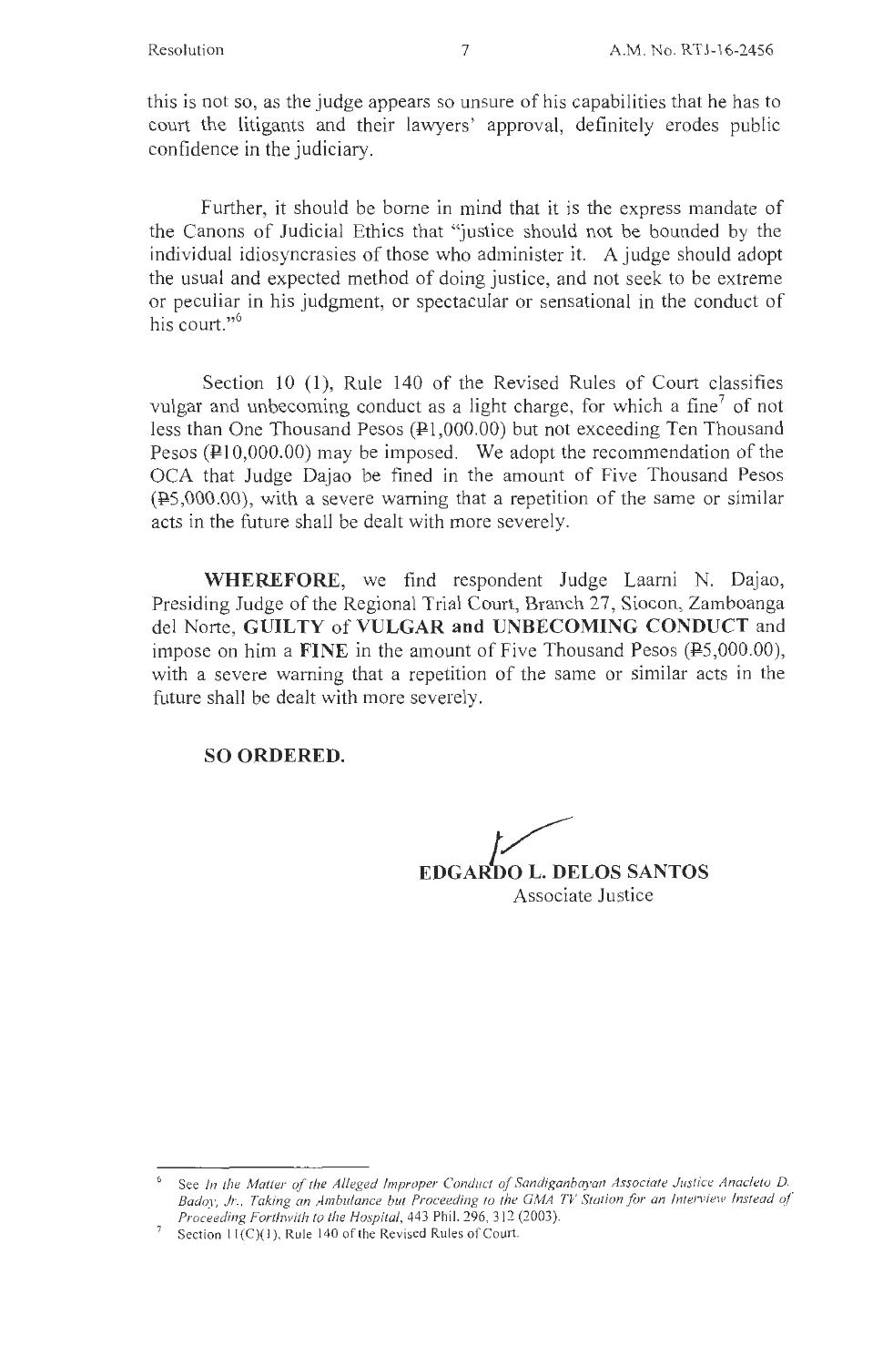this is not so, as the judge appears so unsure of his capabilities that he has to court the litigants and their lawyers' approval, definitely erodes public confidence in the judiciary.

Further, it should be borne in mind that it is the express mandate of the Canons of Judicial Ethics that "justice should not be bounded by the individual idiosyncrasies of those who administer it. A judge should adopt the usual and expected method of doing justice, and not seek to be extreme or peculiar in his judgment, or spectacular or sensational in the conduct of his court."[6]

Section 10 (1), Rule 140 of the Revised Rules of Court classifies vulgar and unbecoming conduct as a light charge, for which a fine[7] of not less than One Thousand Pesos (₱1,000.00) but not exceeding Ten Thousand Pesos (₱10,000.00) may be imposed. We adopt the recommendation of the OCA that Judge Dajao be fined in the amount of Five Thousand Pesos (₱5,000.00), with a severe warning that a repetition of the same or similar acts in the future shall be dealt with more severely.

**WHEREFORE**, we find respondent Judge Laarni N. Dajao, Presiding Judge of the Regional Trial Court, Branch 27, Siocon, Zamboanga del Norte, **GUILTY** of **VULGAR and UNBECOMING CONDUCT** and impose on him a **FINE** in the amount of Five Thousand Pesos (₱5,000.00), with a severe warning that a repetition of the same or similar acts in the future shall be dealt with more severely.

**SO ORDERED.**

**EDGARDO L. DELOS SANTOS**
Associate Justice

---

[6] See *In the Matter of the Alleged Improper Conduct of Sandiganbayan Associate Justice Anacleto D. Badoy, Jr., Taking an Ambulance but Proceeding to the GMA TV Station for an Interview Instead of Proceeding Forthwith to the Hospital*, 443 Phil. 296, 312 (2003).

[7] Section 11(C)(1), Rule 140 of the Revised Rules of Court.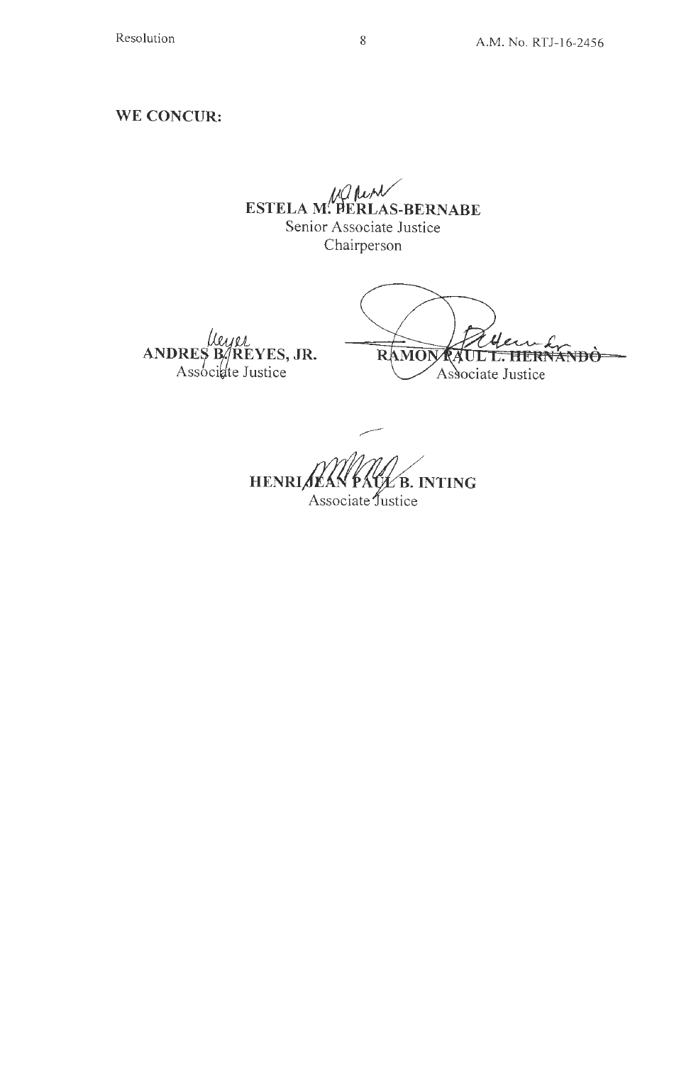**WE CONCUR:**

ESTELA M. PERLAS-BERNABE
Senior Associate Justice
Chairperson

ANDRES B. REYES, JR.
Associate Justice

RAMON PAUL L. HERNANDO
Associate Justice

HENRI JEAN PAUL B. INTING
Associate Justice